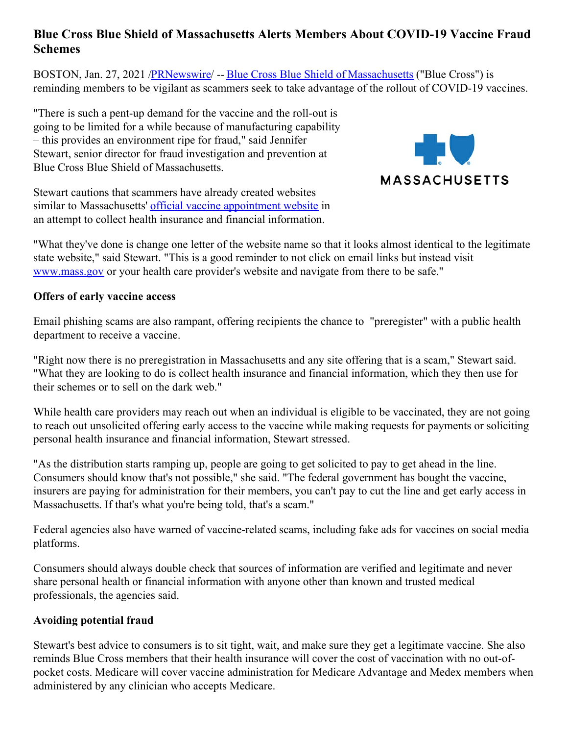# Blue Cross Blue Shield of Massachusetts Alerts Members About COVID-19 Vaccine Fraud Schemes

BOSTON, Jan. 27, 2021 /PRNewswire/ -- Blue Cross Blue Shield of Massachusetts ("Blue Cross") is reminding members to be vigilant as scammers seek to take advantage of the rollout of COVID-19 vaccines.

"There is such a pent-up demand for the vaccine and the roll-out is going to be limited for a while because of manufacturing capability – this provides an environment ripe for fraud," said Jennifer Stewart, senior director for fraud investigation and prevention at Blue Cross Blue Shield of Massachusetts.

Stewart cautions that scammers have already created websites similar to Massachusetts' official vaccine appointment website in an attempt to collect health insurance and financial information.

"What they've done is change one letter of the website name so that it looks almost identical to the legitimate state website," said Stewart. "This is a good reminder to not click on email links but instead visit www.mass.gov or your health care provider's website and navigate from there to be safe."

**Offers of early vaccine access**

Email phishing scams are also rampant, offering recipients the chance to "preregister" with a public health department to receive a vaccine.

"Right now there is no preregistration in Massachusetts and any site offering that is a scam," Stewart said. "What they are looking to do is collect health insurance and financial information, which they then use for their schemes or to sell on the dark web."

While health care providers may reach out when an individual is eligible to be vaccinated, they are not going to reach out unsolicited offering early access to the vaccine while making requests for payments or soliciting personal health insurance and financial information, Stewart stressed.

"As the distribution starts ramping up, people are going to get solicited to pay to get ahead in the line. Consumers should know that's not possible," she said. "The federal government has bought the vaccine, insurers are paying for administration for their members, you can't pay to cut the line and get early access in Massachusetts. If that's what you're being told, that's a scam."

Federal agencies also have warned of vaccine-related scams, including fake ads for vaccines on social media platforms.

Consumers should always double check that sources of information are verified and legitimate and never share personal health or financial information with anyone other than known and trusted medical professionals, the agencies said.

**Avoiding potential fraud**

Stewart's best advice to consumers is to sit tight, wait, and make sure they get a legitimate vaccine. She also reminds Blue Cross members that their health insurance will cover the cost of vaccination with no out-of-pocket costs. Medicare will cover vaccine administration for Medicare Advantage and Medex members when administered by any clinician who accepts Medicare.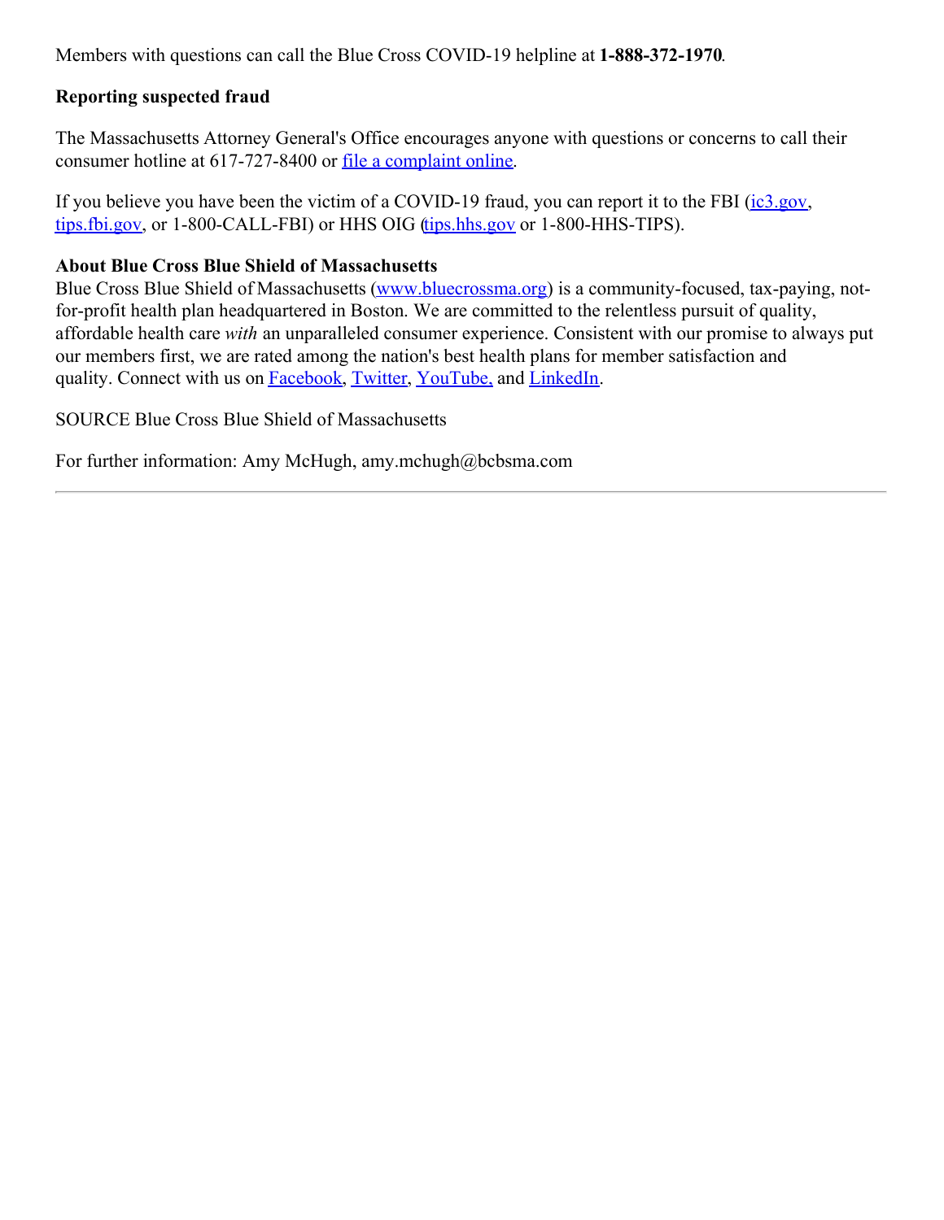Members with questions can call the Blue Cross COVID-19 helpline at **1-888-372-1970**.

**Reporting suspected fraud**

The Massachusetts Attorney General's Office encourages anyone with questions or concerns to call their consumer hotline at 617-727-8400 or file a complaint online.

If you believe you have been the victim of a COVID-19 fraud, you can report it to the FBI (ic3.gov, tips.fbi.gov, or 1-800-CALL-FBI) or HHS OIG (tips.hhs.gov or 1-800-HHS-TIPS).

**About Blue Cross Blue Shield of Massachusetts**

Blue Cross Blue Shield of Massachusetts (www.bluecrossma.org) is a community-focused, tax-paying, not-for-profit health plan headquartered in Boston. We are committed to the relentless pursuit of quality, affordable health care *with* an unparalleled consumer experience. Consistent with our promise to always put our members first, we are rated among the nation's best health plans for member satisfaction and quality. Connect with us on Facebook, Twitter, YouTube, and LinkedIn.

SOURCE Blue Cross Blue Shield of Massachusetts

For further information: Amy McHugh, amy.mchugh@bcbsma.com